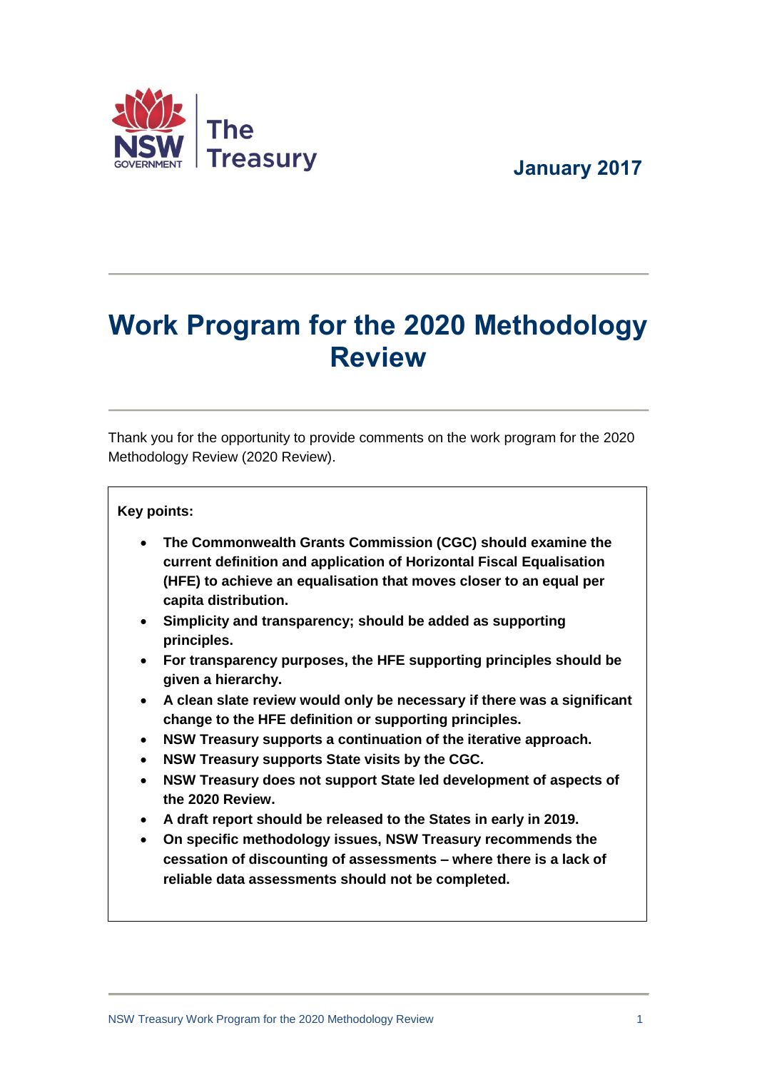NSW GOVERNMENT | The Treasury

January 2017

# Work Program for the 2020 Methodology Review

Thank you for the opportunity to provide comments on the work program for the 2020 Methodology Review (2020 Review).

**Key points:**

- **The Commonwealth Grants Commission (CGC) should examine the current definition and application of Horizontal Fiscal Equalisation (HFE) to achieve an equalisation that moves closer to an equal per capita distribution.**
- **Simplicity and transparency; should be added as supporting principles.**
- **For transparency purposes, the HFE supporting principles should be given a hierarchy.**
- **A clean slate review would only be necessary if there was a significant change to the HFE definition or supporting principles.**
- **NSW Treasury supports a continuation of the iterative approach.**
- **NSW Treasury supports State visits by the CGC.**
- **NSW Treasury does not support State led development of aspects of the 2020 Review.**
- **A draft report should be released to the States in early in 2019.**
- **On specific methodology issues, NSW Treasury recommends the cessation of discounting of assessments – where there is a lack of reliable data assessments should not be completed.**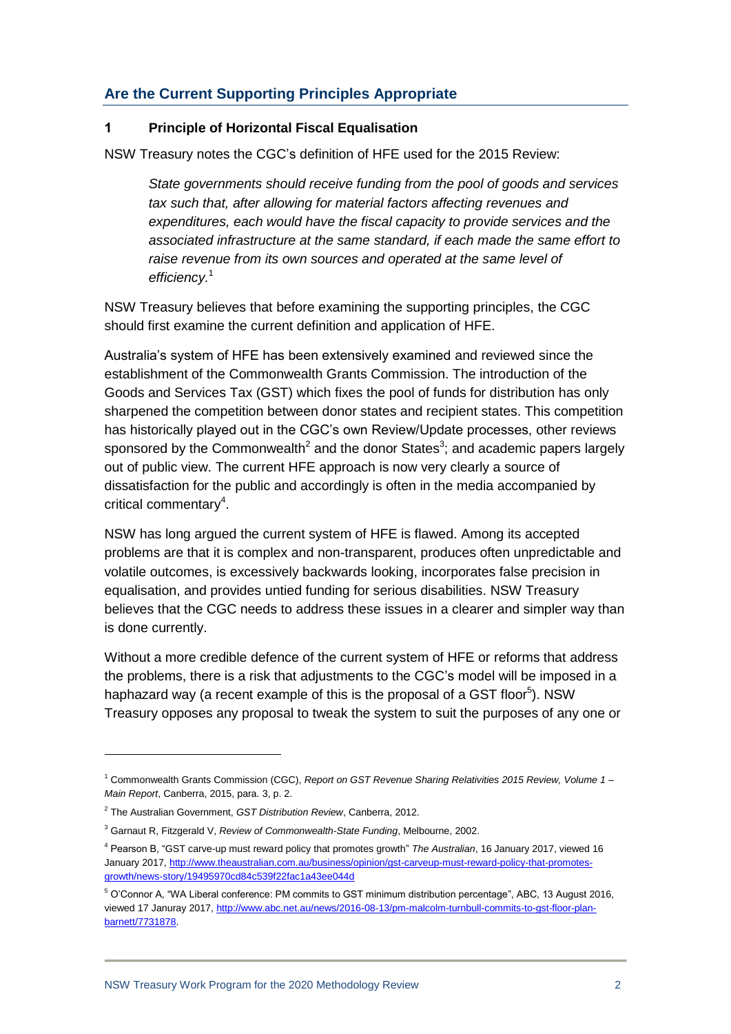## Are the Current Supporting Principles Appropriate

### 1 Principle of Horizontal Fiscal Equalisation

NSW Treasury notes the CGC's definition of HFE used for the 2015 Review:

> *State governments should receive funding from the pool of goods and services tax such that, after allowing for material factors affecting revenues and expenditures, each would have the fiscal capacity to provide services and the associated infrastructure at the same standard, if each made the same effort to raise revenue from its own sources and operated at the same level of efficiency.*[1]

NSW Treasury believes that before examining the supporting principles, the CGC should first examine the current definition and application of HFE.

Australia's system of HFE has been extensively examined and reviewed since the establishment of the Commonwealth Grants Commission. The introduction of the Goods and Services Tax (GST) which fixes the pool of funds for distribution has only sharpened the competition between donor states and recipient states. This competition has historically played out in the CGC's own Review/Update processes, other reviews sponsored by the Commonwealth[2] and the donor States[3]; and academic papers largely out of public view. The current HFE approach is now very clearly a source of dissatisfaction for the public and accordingly is often in the media accompanied by critical commentary[4].

NSW has long argued the current system of HFE is flawed. Among its accepted problems are that it is complex and non-transparent, produces often unpredictable and volatile outcomes, is excessively backwards looking, incorporates false precision in equalisation, and provides untied funding for serious disabilities. NSW Treasury believes that the CGC needs to address these issues in a clearer and simpler way than is done currently.

Without a more credible defence of the current system of HFE or reforms that address the problems, there is a risk that adjustments to the CGC's model will be imposed in a haphazard way (a recent example of this is the proposal of a GST floor[5]). NSW Treasury opposes any proposal to tweak the system to suit the purposes of any one or

---

[1] Commonwealth Grants Commission (CGC), *Report on GST Revenue Sharing Relativities 2015 Review, Volume 1 – Main Report*, Canberra, 2015, para. 3, p. 2.

[2] The Australian Government, *GST Distribution Review*, Canberra, 2012.

[3] Garnaut R, Fitzgerald V, *Review of Commonwealth-State Funding*, Melbourne, 2002.

[4] Pearson B, "GST carve-up must reward policy that promotes growth" *The Australian*, 16 January 2017, viewed 16 January 2017, http://www.theaustralian.com.au/business/opinion/gst-carveup-must-reward-policy-that-promotes-growth/news-story/19495970cd84c539f22fac1a43ee044d

[5] O'Connor A, "WA Liberal conference: PM commits to GST minimum distribution percentage", ABC, 13 August 2016, viewed 17 Januray 2017, http://www.abc.net.au/news/2016-08-13/pm-malcolm-turnbull-commits-to-gst-floor-plan-barnett/7731878.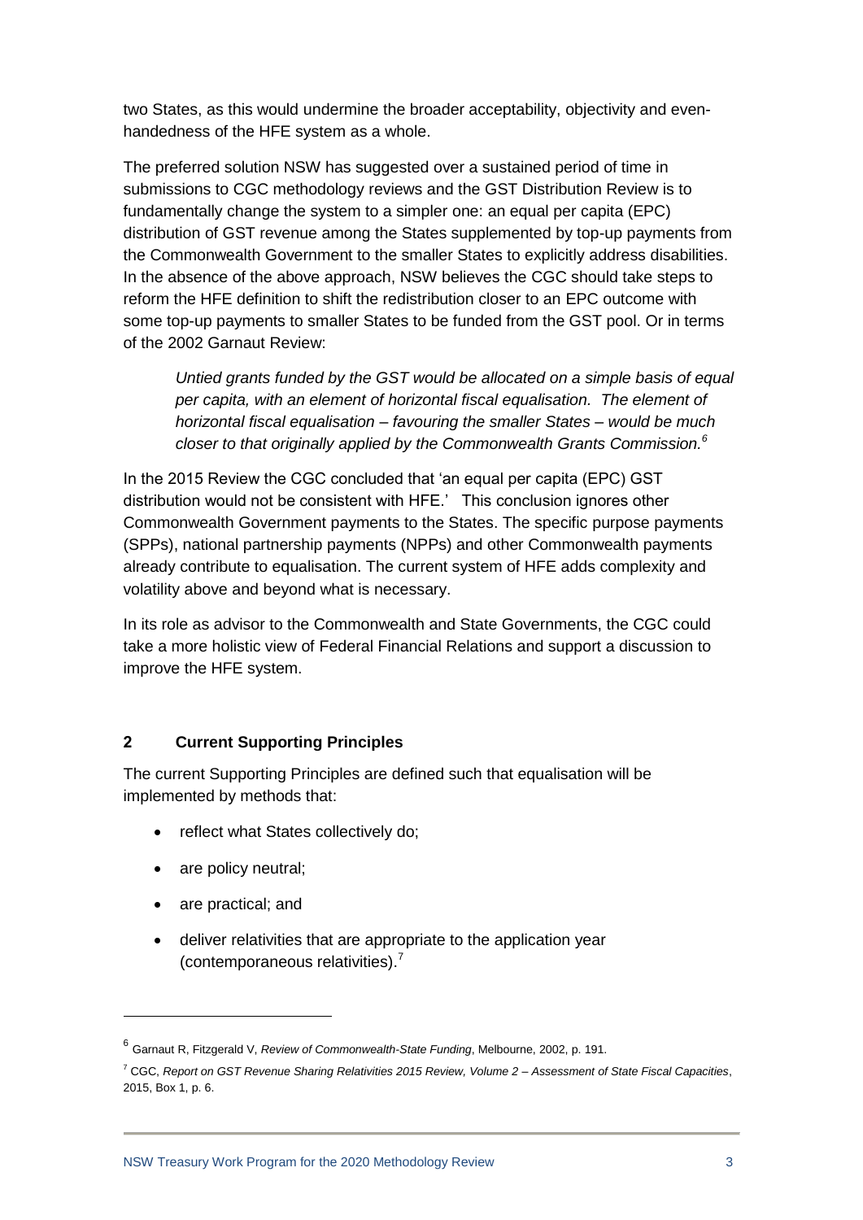two States, as this would undermine the broader acceptability, objectivity and even-handedness of the HFE system as a whole.

The preferred solution NSW has suggested over a sustained period of time in submissions to CGC methodology reviews and the GST Distribution Review is to fundamentally change the system to a simpler one: an equal per capita (EPC) distribution of GST revenue among the States supplemented by top-up payments from the Commonwealth Government to the smaller States to explicitly address disabilities. In the absence of the above approach, NSW believes the CGC should take steps to reform the HFE definition to shift the redistribution closer to an EPC outcome with some top-up payments to smaller States to be funded from the GST pool. Or in terms of the 2002 Garnaut Review:

> *Untied grants funded by the GST would be allocated on a simple basis of equal per capita, with an element of horizontal fiscal equalisation. The element of horizontal fiscal equalisation – favouring the smaller States – would be much closer to that originally applied by the Commonwealth Grants Commission.*[6]

In the 2015 Review the CGC concluded that 'an equal per capita (EPC) GST distribution would not be consistent with HFE.' This conclusion ignores other Commonwealth Government payments to the States. The specific purpose payments (SPPs), national partnership payments (NPPs) and other Commonwealth payments already contribute to equalisation. The current system of HFE adds complexity and volatility above and beyond what is necessary.

In its role as advisor to the Commonwealth and State Governments, the CGC could take a more holistic view of Federal Financial Relations and support a discussion to improve the HFE system.

## 2 Current Supporting Principles

The current Supporting Principles are defined such that equalisation will be implemented by methods that:

- reflect what States collectively do;
- are policy neutral;
- are practical; and
- deliver relativities that are appropriate to the application year (contemporaneous relativities).[7]

---

[6] Garnaut R, Fitzgerald V, *Review of Commonwealth-State Funding*, Melbourne, 2002, p. 191.

[7] CGC, *Report on GST Revenue Sharing Relativities 2015 Review, Volume 2 – Assessment of State Fiscal Capacities*, 2015, Box 1, p. 6.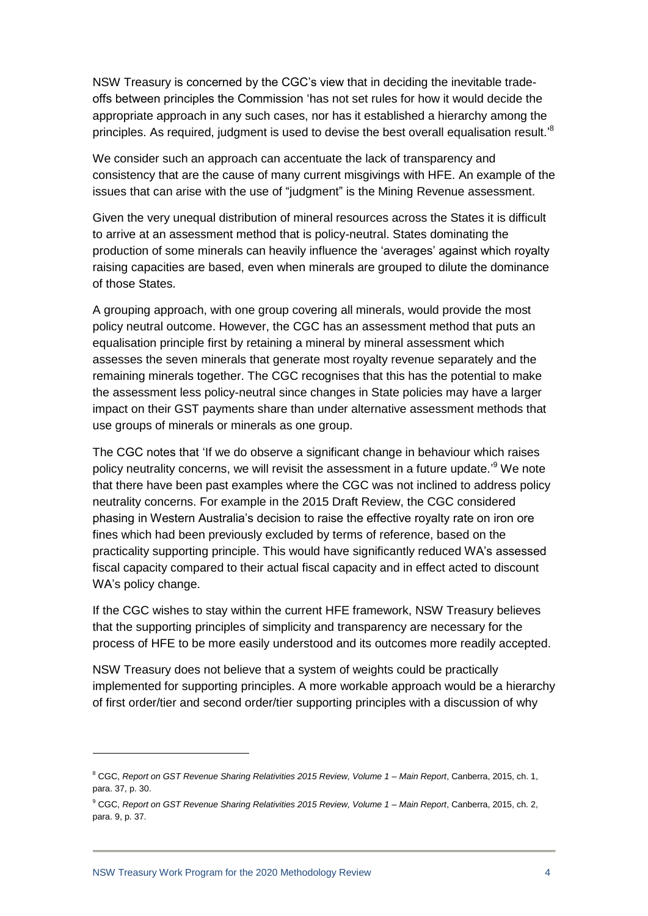NSW Treasury is concerned by the CGC's view that in deciding the inevitable trade-offs between principles the Commission 'has not set rules for how it would decide the appropriate approach in any such cases, nor has it established a hierarchy among the principles. As required, judgment is used to devise the best overall equalisation result.'[8]

We consider such an approach can accentuate the lack of transparency and consistency that are the cause of many current misgivings with HFE. An example of the issues that can arise with the use of "judgment" is the Mining Revenue assessment.

Given the very unequal distribution of mineral resources across the States it is difficult to arrive at an assessment method that is policy-neutral. States dominating the production of some minerals can heavily influence the 'averages' against which royalty raising capacities are based, even when minerals are grouped to dilute the dominance of those States.

A grouping approach, with one group covering all minerals, would provide the most policy neutral outcome. However, the CGC has an assessment method that puts an equalisation principle first by retaining a mineral by mineral assessment which assesses the seven minerals that generate most royalty revenue separately and the remaining minerals together. The CGC recognises that this has the potential to make the assessment less policy-neutral since changes in State policies may have a larger impact on their GST payments share than under alternative assessment methods that use groups of minerals or minerals as one group.

The CGC notes that 'If we do observe a significant change in behaviour which raises policy neutrality concerns, we will revisit the assessment in a future update.'[9] We note that there have been past examples where the CGC was not inclined to address policy neutrality concerns. For example in the 2015 Draft Review, the CGC considered phasing in Western Australia's decision to raise the effective royalty rate on iron ore fines which had been previously excluded by terms of reference, based on the practicality supporting principle. This would have significantly reduced WA's assessed fiscal capacity compared to their actual fiscal capacity and in effect acted to discount WA's policy change.

If the CGC wishes to stay within the current HFE framework, NSW Treasury believes that the supporting principles of simplicity and transparency are necessary for the process of HFE to be more easily understood and its outcomes more readily accepted.

NSW Treasury does not believe that a system of weights could be practically implemented for supporting principles. A more workable approach would be a hierarchy of first order/tier and second order/tier supporting principles with a discussion of why

---

[8] CGC, *Report on GST Revenue Sharing Relativities 2015 Review, Volume 1 – Main Report*, Canberra, 2015, ch. 1, para. 37, p. 30.

[9] CGC, *Report on GST Revenue Sharing Relativities 2015 Review, Volume 1 – Main Report*, Canberra, 2015, ch. 2, para. 9, p. 37.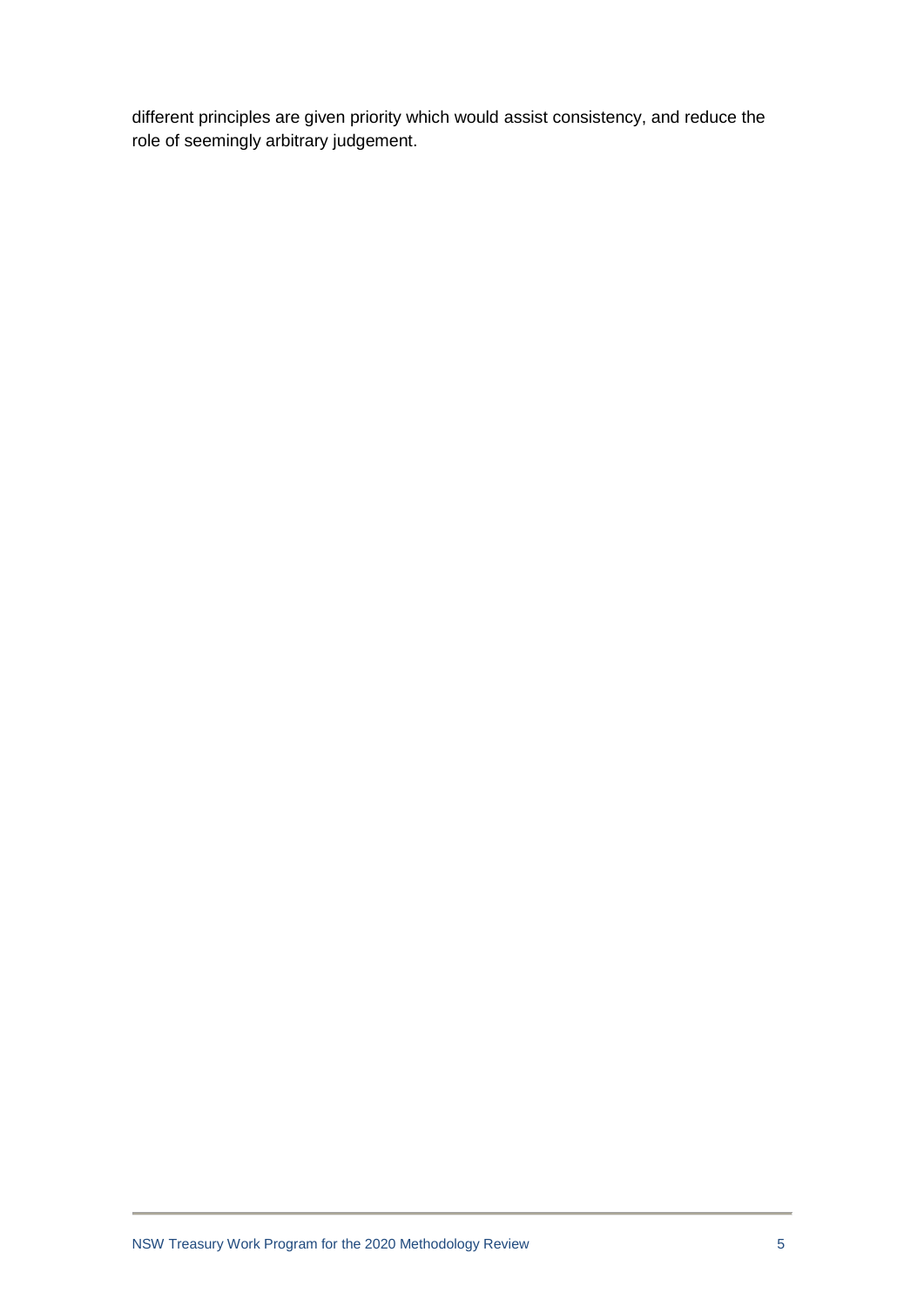different principles are given priority which would assist consistency, and reduce the role of seemingly arbitrary judgement.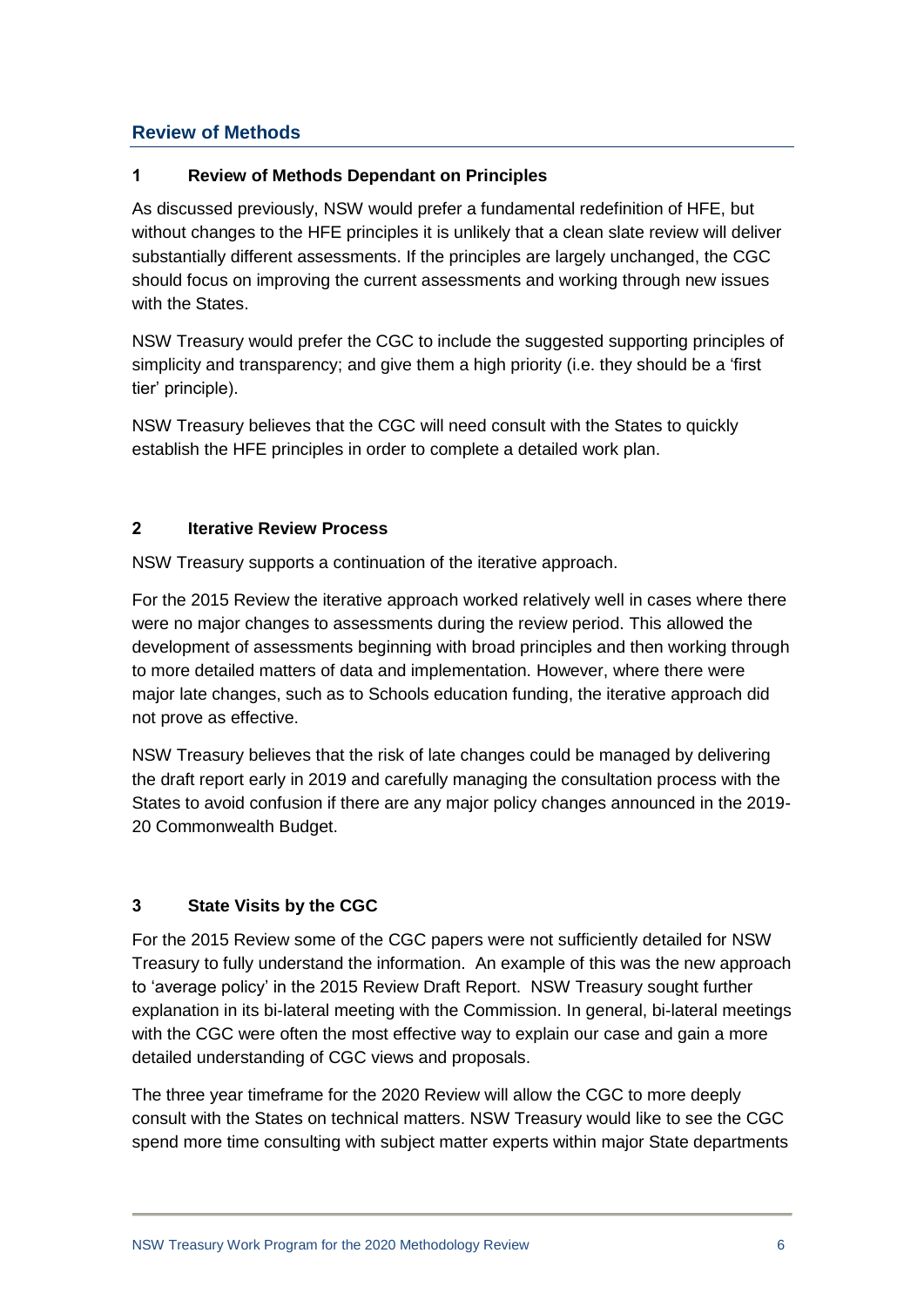## Review of Methods

### 1 Review of Methods Dependant on Principles

As discussed previously, NSW would prefer a fundamental redefinition of HFE, but without changes to the HFE principles it is unlikely that a clean slate review will deliver substantially different assessments. If the principles are largely unchanged, the CGC should focus on improving the current assessments and working through new issues with the States.

NSW Treasury would prefer the CGC to include the suggested supporting principles of simplicity and transparency; and give them a high priority (i.e. they should be a 'first tier' principle).

NSW Treasury believes that the CGC will need consult with the States to quickly establish the HFE principles in order to complete a detailed work plan.

### 2 Iterative Review Process

NSW Treasury supports a continuation of the iterative approach.

For the 2015 Review the iterative approach worked relatively well in cases where there were no major changes to assessments during the review period. This allowed the development of assessments beginning with broad principles and then working through to more detailed matters of data and implementation. However, where there were major late changes, such as to Schools education funding, the iterative approach did not prove as effective.

NSW Treasury believes that the risk of late changes could be managed by delivering the draft report early in 2019 and carefully managing the consultation process with the States to avoid confusion if there are any major policy changes announced in the 2019-20 Commonwealth Budget.

### 3 State Visits by the CGC

For the 2015 Review some of the CGC papers were not sufficiently detailed for NSW Treasury to fully understand the information. An example of this was the new approach to 'average policy' in the 2015 Review Draft Report. NSW Treasury sought further explanation in its bi-lateral meeting with the Commission. In general, bi-lateral meetings with the CGC were often the most effective way to explain our case and gain a more detailed understanding of CGC views and proposals.

The three year timeframe for the 2020 Review will allow the CGC to more deeply consult with the States on technical matters. NSW Treasury would like to see the CGC spend more time consulting with subject matter experts within major State departments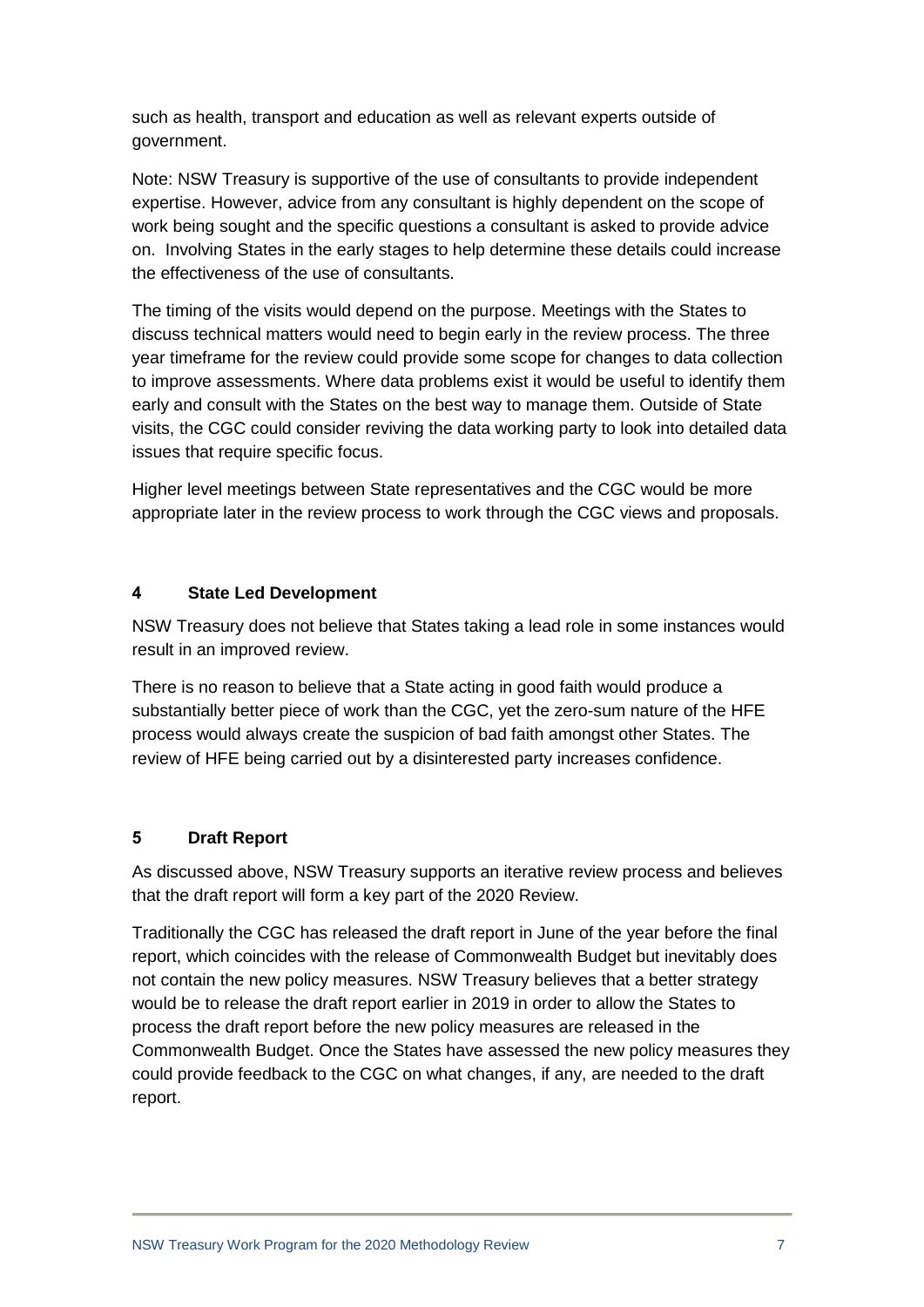such as health, transport and education as well as relevant experts outside of government.

Note: NSW Treasury is supportive of the use of consultants to provide independent expertise. However, advice from any consultant is highly dependent on the scope of work being sought and the specific questions a consultant is asked to provide advice on. Involving States in the early stages to help determine these details could increase the effectiveness of the use of consultants.

The timing of the visits would depend on the purpose. Meetings with the States to discuss technical matters would need to begin early in the review process. The three year timeframe for the review could provide some scope for changes to data collection to improve assessments. Where data problems exist it would be useful to identify them early and consult with the States on the best way to manage them. Outside of State visits, the CGC could consider reviving the data working party to look into detailed data issues that require specific focus.

Higher level meetings between State representatives and the CGC would be more appropriate later in the review process to work through the CGC views and proposals.

## 4 State Led Development

NSW Treasury does not believe that States taking a lead role in some instances would result in an improved review.

There is no reason to believe that a State acting in good faith would produce a substantially better piece of work than the CGC, yet the zero-sum nature of the HFE process would always create the suspicion of bad faith amongst other States. The review of HFE being carried out by a disinterested party increases confidence.

## 5 Draft Report

As discussed above, NSW Treasury supports an iterative review process and believes that the draft report will form a key part of the 2020 Review.

Traditionally the CGC has released the draft report in June of the year before the final report, which coincides with the release of Commonwealth Budget but inevitably does not contain the new policy measures. NSW Treasury believes that a better strategy would be to release the draft report earlier in 2019 in order to allow the States to process the draft report before the new policy measures are released in the Commonwealth Budget. Once the States have assessed the new policy measures they could provide feedback to the CGC on what changes, if any, are needed to the draft report.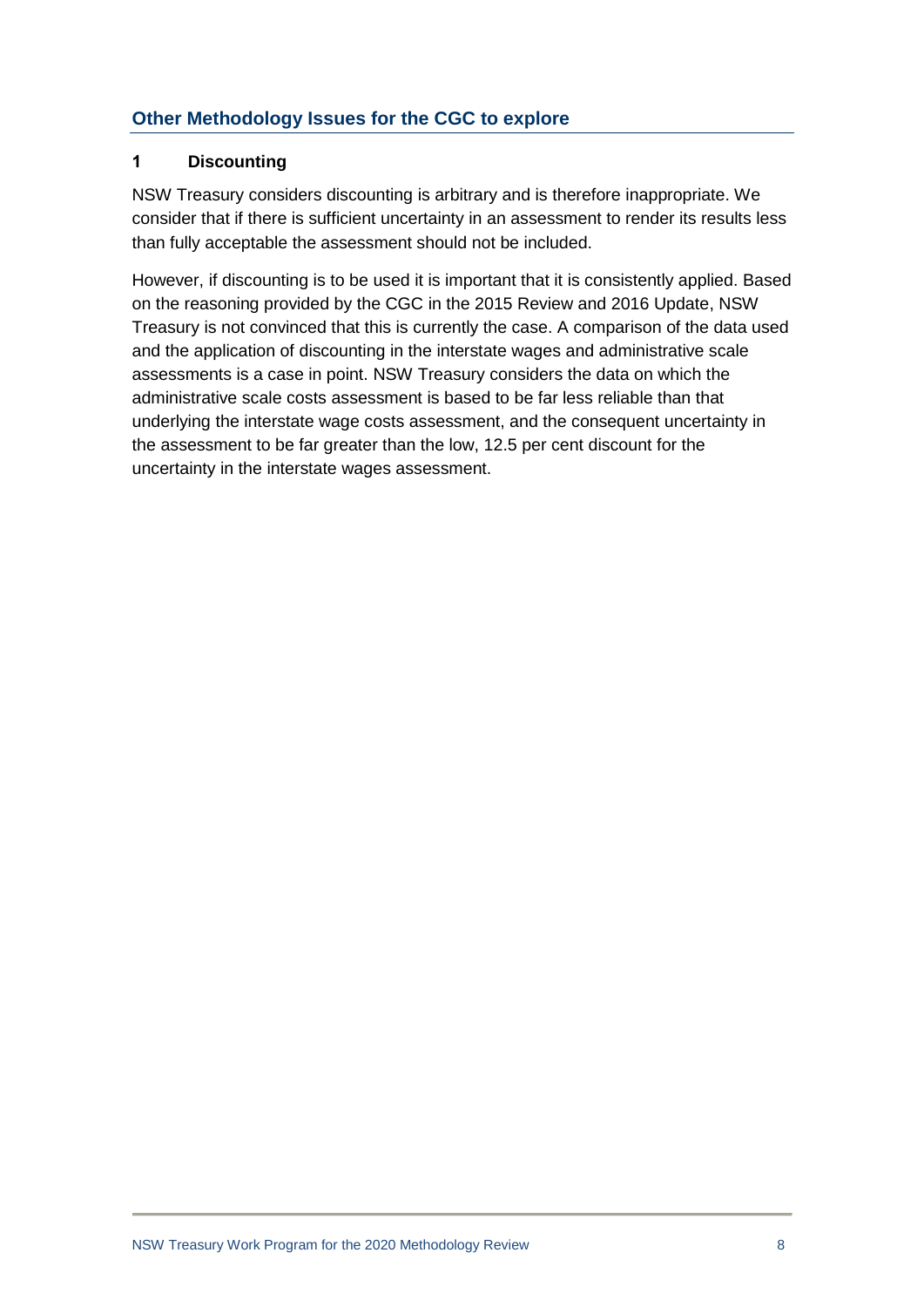## Other Methodology Issues for the CGC to explore

### 1 Discounting

NSW Treasury considers discounting is arbitrary and is therefore inappropriate. We consider that if there is sufficient uncertainty in an assessment to render its results less than fully acceptable the assessment should not be included.

However, if discounting is to be used it is important that it is consistently applied. Based on the reasoning provided by the CGC in the 2015 Review and 2016 Update, NSW Treasury is not convinced that this is currently the case. A comparison of the data used and the application of discounting in the interstate wages and administrative scale assessments is a case in point. NSW Treasury considers the data on which the administrative scale costs assessment is based to be far less reliable than that underlying the interstate wage costs assessment, and the consequent uncertainty in the assessment to be far greater than the low, 12.5 per cent discount for the uncertainty in the interstate wages assessment.